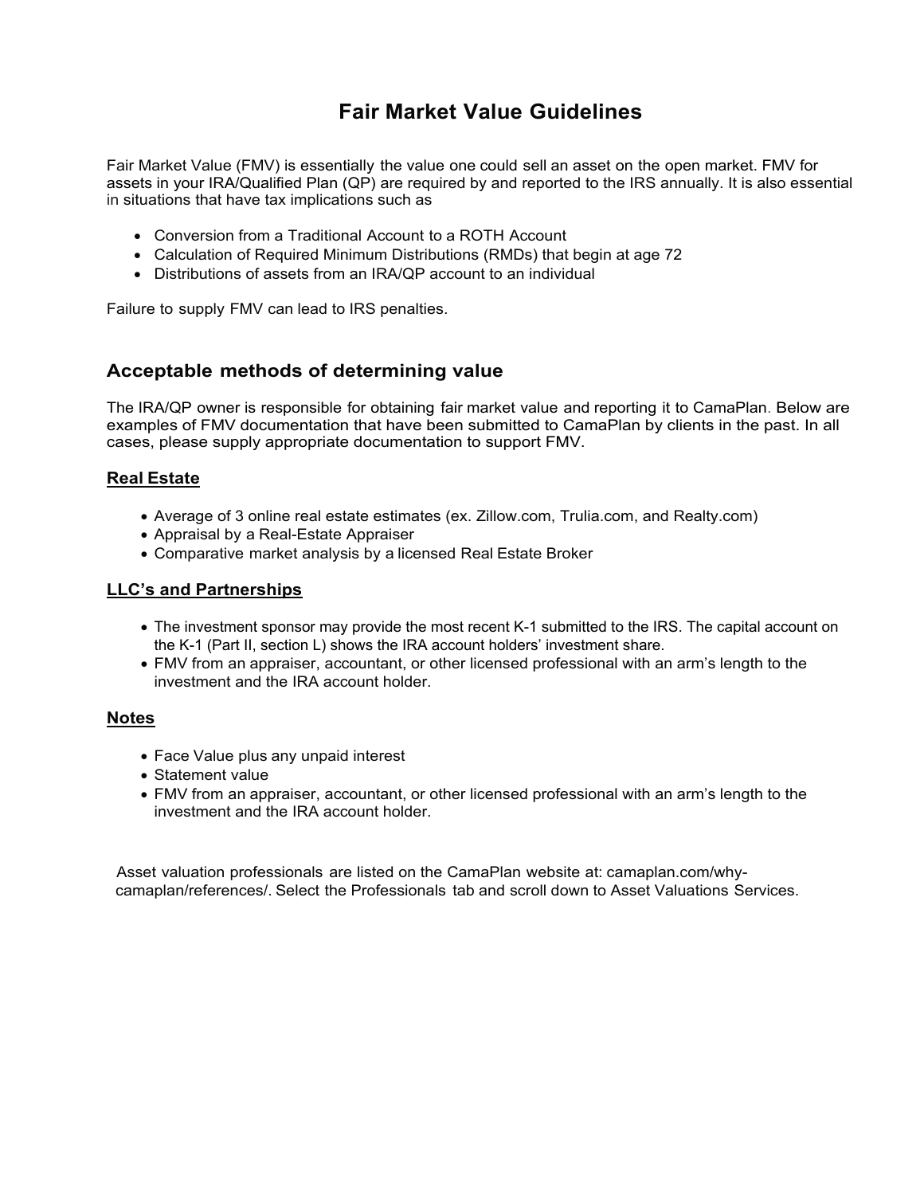# Fair Market Value Guidelines

Fair Market Value (FMV) is essentially the value one could sell an asset on the open market. FMV for assets in your IRA/Qualified Plan (QP) are required by and reported to the IRS annually. It is also essential in situations that have tax implications such as

- Conversion from a Traditional Account to a ROTH Account
- Calculation of Required Minimum Distributions (RMDs) that begin at age 72
- Distributions of assets from an IRA/QP account to an individual

Failure to supply FMV can lead to IRS penalties.

## Acceptable methods of determining value

The IRA/QP owner is responsible for obtaining fair market value and reporting it to CamaPlan. Below are examples of FMV documentation that have been submitted to CamaPlan by clients in the past. In all cases, please supply appropriate documentation to support FMV.

### Real Estate

- Average of 3 online real estate estimates (ex. Zillow.com, Trulia.com, and Realty.com)
- Appraisal by a Real-Estate Appraiser
- Comparative market analysis by a licensed Real Estate Broker

### LLC's and Partnerships

- The investment sponsor may provide the most recent K-1 submitted to the IRS. The capital account on the K-1 (Part II, section L) shows the IRA account holders' investment share.
- FMV from an appraiser, accountant, or other licensed professional with an arm's length to the investment and the IRA account holder.

### Notes

- Face Value plus any unpaid interest
- Statement value
- FMV from an appraiser, accountant, or other licensed professional with an arm's length to the investment and the IRA account holder.

Asset valuation professionals are listed on the CamaPlan website at: camaplan.com/why-camaplan/references/. Select the Professionals tab and scroll down to Asset Valuations Services.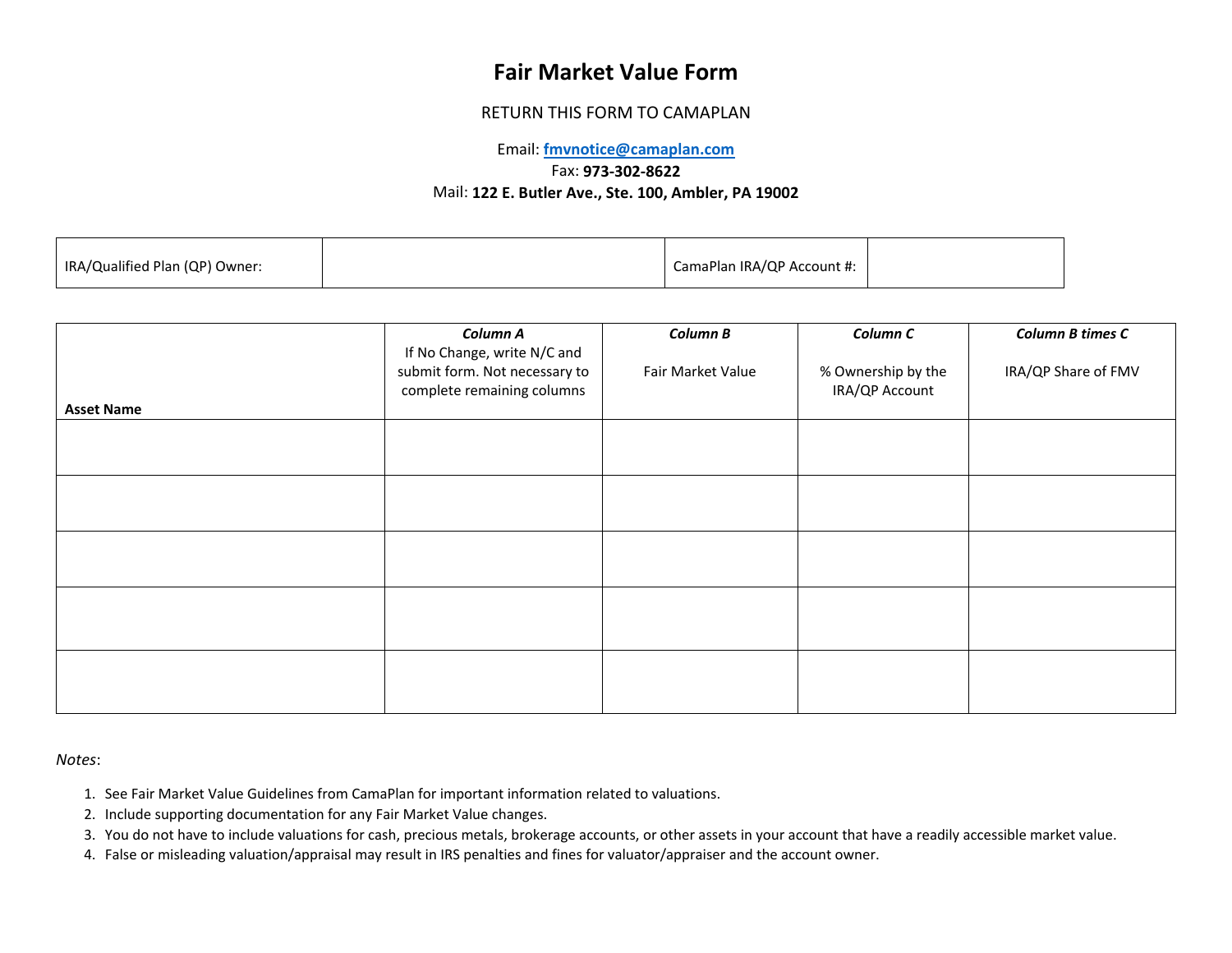# Fair Market Value Form

RETURN THIS FORM TO CAMAPLAN

Email: **fmvnotice@camaplan.com**
Fax: **973-302-8622**
Mail: **122 E. Butler Ave., Ste. 100, Ambler, PA 19002**

| | | | |
|---|---|---|---|
| IRA/Qualified Plan (QP) Owner: | | CamaPlan IRA/QP Account #: | |

| Asset Name | ***Column A*** If No Change, write N/C and submit form. Not necessary to complete remaining columns | ***Column B*** Fair Market Value | ***Column C*** % Ownership by the IRA/QP Account | ***Column B times C*** IRA/QP Share of FMV |
|---|---|---|---|---|
| | | | | |
| | | | | |
| | | | | |
| | | | | |
| | | | | |

*Notes*:

1. See Fair Market Value Guidelines from CamaPlan for important information related to valuations.
2. Include supporting documentation for any Fair Market Value changes.
3. You do not have to include valuations for cash, precious metals, brokerage accounts, or other assets in your account that have a readily accessible market value.
4. False or misleading valuation/appraisal may result in IRS penalties and fines for valuator/appraiser and the account owner.